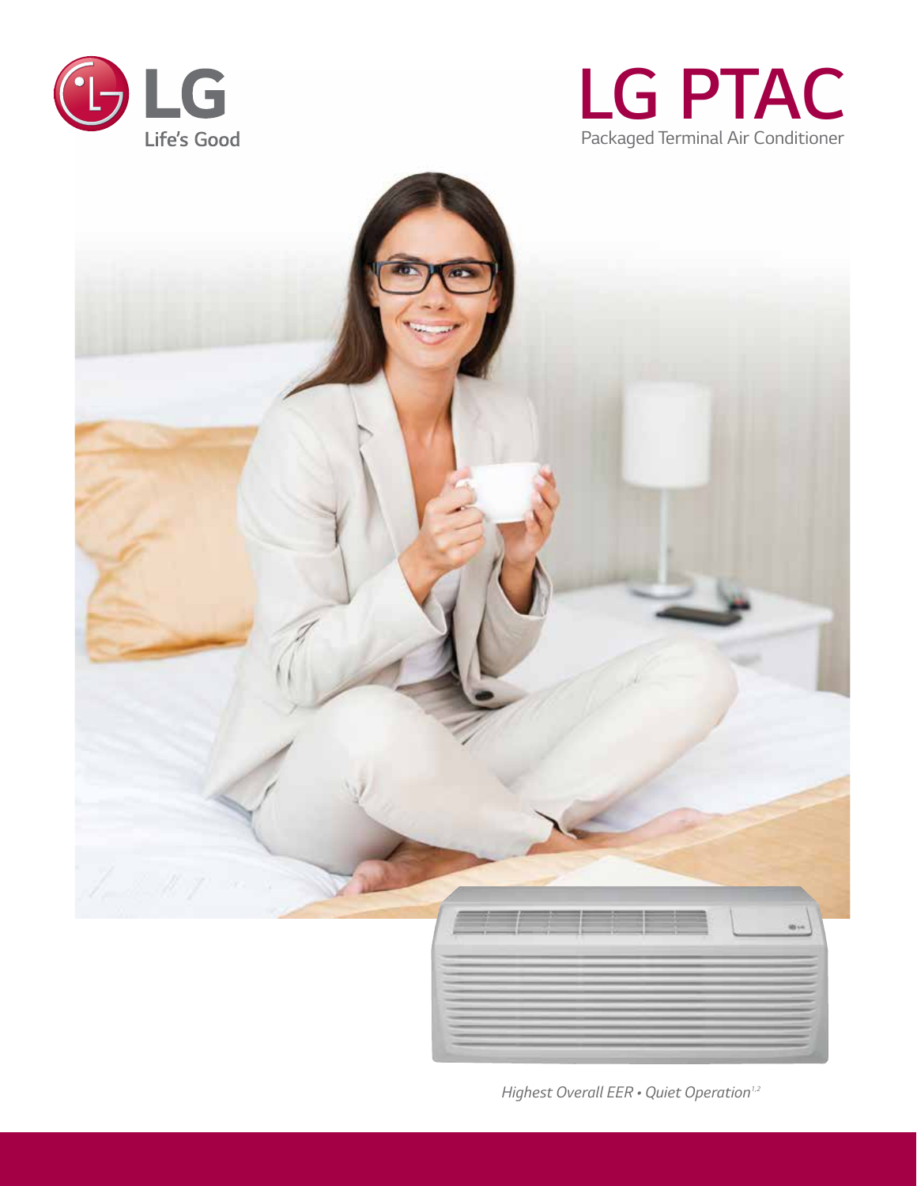LG
Life's Good

# LG PTAC

Packaged Terminal Air Conditioner

*Highest Overall EER • Quiet Operation*[1,2]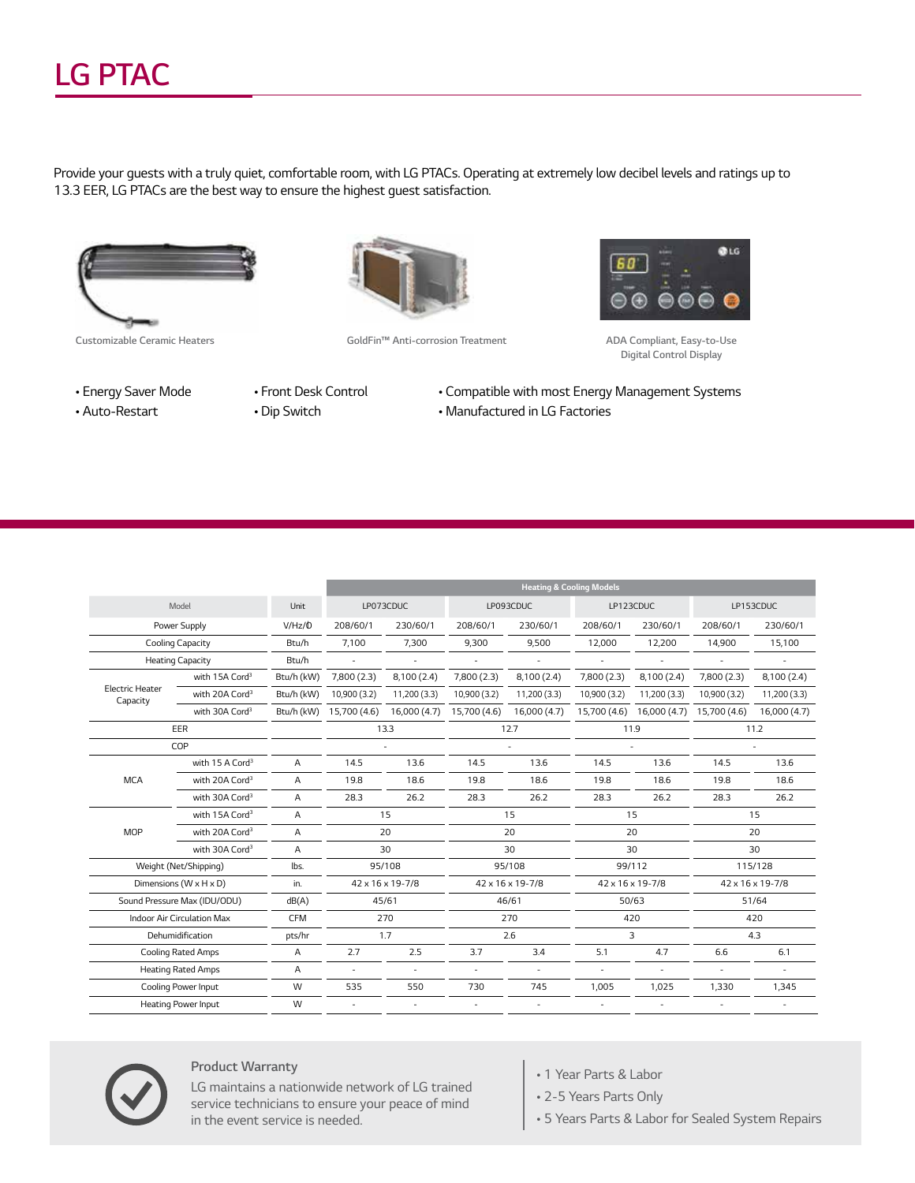# LG PTAC

Provide your guests with a truly quiet, comfortable room, with LG PTACs. Operating at extremely low decibel levels and ratings up to 13.3 EER, LG PTACs are the best way to ensure the highest guest satisfaction.

Customizable Ceramic Heaters

GoldFin™ Anti-corrosion Treatment

ADA Compliant, Easy-to-Use Digital Control Display

- Energy Saver Mode
- Auto-Restart
- Front Desk Control
- Dip Switch
- Compatible with most Energy Management Systems
- Manufactured in LG Factories

| | | | Heating & Cooling Models | | | | | | | |
|---|---|---|---|---|---|---|---|---|---|---|
| Model | | Unit | LP073CDUC | | LP093CDUC | | LP123CDUC | | LP153CDUC | |
| Power Supply | | V/Hz/Ø | 208/60/1 | 230/60/1 | 208/60/1 | 230/60/1 | 208/60/1 | 230/60/1 | 208/60/1 | 230/60/1 |
| Cooling Capacity | | Btu/h | 7,100 | 7,300 | 9,300 | 9,500 | 12,000 | 12,200 | 14,900 | 15,100 |
| Heating Capacity | | Btu/h | - | - | - | - | - | - | - | - |
| Electric Heater Capacity | with 15A Cord[3] | Btu/h (kW) | 7,800 (2.3) | 8,100 (2.4) | 7,800 (2.3) | 8,100 (2.4) | 7,800 (2.3) | 8,100 (2.4) | 7,800 (2.3) | 8,100 (2.4) |
| | with 20A Cord[3] | Btu/h (kW) | 10,900 (3.2) | 11,200 (3.3) | 10,900 (3.2) | 11,200 (3.3) | 10,900 (3.2) | 11,200 (3.3) | 10,900 (3.2) | 11,200 (3.3) |
| | with 30A Cord[3] | Btu/h (kW) | 15,700 (4.6) | 16,000 (4.7) | 15,700 (4.6) | 16,000 (4.7) | 15,700 (4.6) | 16,000 (4.7) | 15,700 (4.6) | 16,000 (4.7) |
| EER | | | 13.3 | | 12.7 | | 11.9 | | 11.2 | |
| COP | | | - | | - | | - | | - | |
| MCA | with 15 A Cord[3] | A | 14.5 | 13.6 | 14.5 | 13.6 | 14.5 | 13.6 | 14.5 | 13.6 |
| | with 20A Cord[3] | A | 19.8 | 18.6 | 19.8 | 18.6 | 19.8 | 18.6 | 19.8 | 18.6 |
| | with 30A Cord[3] | A | 28.3 | 26.2 | 28.3 | 26.2 | 28.3 | 26.2 | 28.3 | 26.2 |
| MOP | with 15A Cord[3] | A | 15 | | 15 | | 15 | | 15 | |
| | with 20A Cord[3] | A | 20 | | 20 | | 20 | | 20 | |
| | with 30A Cord[3] | A | 30 | | 30 | | 30 | | 30 | |
| Weight (Net/Shipping) | | lbs. | 95/108 | | 95/108 | | 99/112 | | 115/128 | |
| Dimensions (W x H x D) | | in. | 42 x 16 x 19-7/8 | | 42 x 16 x 19-7/8 | | 42 x 16 x 19-7/8 | | 42 x 16 x 19-7/8 | |
| Sound Pressure Max (IDU/ODU) | | dB(A) | 45/61 | | 46/61 | | 50/63 | | 51/64 | |
| Indoor Air Circulation Max | | CFM | 270 | | 270 | | 420 | | 420 | |
| Dehumidification | | pts/hr | 1.7 | | 2.6 | | 3 | | 4.3 | |
| Cooling Rated Amps | | A | 2.7 | 2.5 | 3.7 | 3.4 | 5.1 | 4.7 | 6.6 | 6.1 |
| Heating Rated Amps | | A | - | - | - | - | - | - | - | - |
| Cooling Power Input | | W | 535 | 550 | 730 | 745 | 1,005 | 1,025 | 1,330 | 1,345 |
| Heating Power Input | | W | - | - | - | - | - | - | - | - |

**Product Warranty**

LG maintains a nationwide network of LG trained service technicians to ensure your peace of mind in the event service is needed.

- 1 Year Parts & Labor
- 2-5 Years Parts Only
- 5 Years Parts & Labor for Sealed System Repairs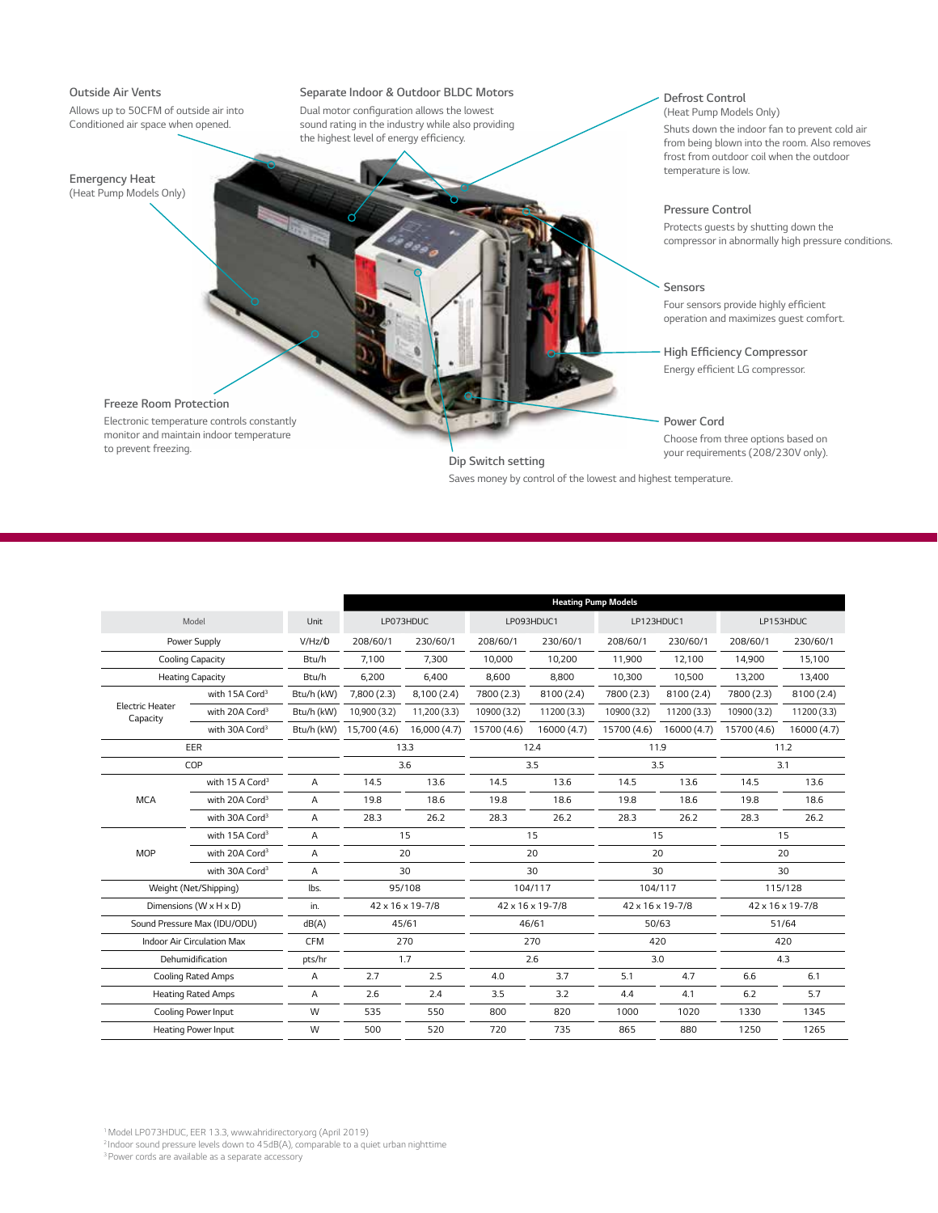### Outside Air Vents

Allows up to 50CFM of outside air into Conditioned air space when opened.

### Separate Indoor & Outdoor BLDC Motors

Dual motor configuration allows the lowest sound rating in the industry while also providing the highest level of energy efficiency.

### Defrost Control

(Heat Pump Models Only)

Shuts down the indoor fan to prevent cold air from being blown into the room. Also removes frost from outdoor coil when the outdoor temperature is low.

### Emergency Heat

(Heat Pump Models Only)

### Pressure Control

Protects guests by shutting down the compressor in abnormally high pressure conditions.

### Sensors

Four sensors provide highly efficient operation and maximizes guest comfort.

### High Efficiency Compressor

Energy efficient LG compressor.

### Freeze Room Protection

Electronic temperature controls constantly monitor and maintain indoor temperature to prevent freezing.

### Power Cord

Choose from three options based on your requirements (208/230V only).

### Dip Switch setting

Saves money by control of the lowest and highest temperature.

| Model | | Unit | Heating Pump Models | | | | | | | |
|---|---|---|---|---|---|---|---|---|---|---|
| | | | LP073HDUC | | LP093HDUC1 | | LP123HDUC1 | | LP153HDUC | |
| Power Supply | | V/Hz/Ø | 208/60/1 | 230/60/1 | 208/60/1 | 230/60/1 | 208/60/1 | 230/60/1 | 208/60/1 | 230/60/1 |
| Cooling Capacity | | Btu/h | 7,100 | 7,300 | 10,000 | 10,200 | 11,900 | 12,100 | 14,900 | 15,100 |
| Heating Capacity | | Btu/h | 6,200 | 6,400 | 8,600 | 8,800 | 10,300 | 10,500 | 13,200 | 13,400 |
| Electric Heater Capacity | with 15A Cord[3] | Btu/h (kW) | 7,800 (2.3) | 8,100 (2.4) | 7800 (2.3) | 8100 (2.4) | 7800 (2.3) | 8100 (2.4) | 7800 (2.3) | 8100 (2.4) |
| | with 20A Cord[3] | Btu/h (kW) | 10,900 (3.2) | 11,200 (3.3) | 10900 (3.2) | 11200 (3.3) | 10900 (3.2) | 11200 (3.3) | 10900 (3.2) | 11200 (3.3) |
| | with 30A Cord[3] | Btu/h (kW) | 15,700 (4.6) | 16,000 (4.7) | 15700 (4.6) | 16000 (4.7) | 15700 (4.6) | 16000 (4.7) | 15700 (4.6) | 16000 (4.7) |
| EER | | | 13.3 | | 12.4 | | 11.9 | | 11.2 | |
| COP | | | 3.6 | | 3.5 | | 3.5 | | 3.1 | |
| MCA | with 15 A Cord[3] | A | 14.5 | 13.6 | 14.5 | 13.6 | 14.5 | 13.6 | 14.5 | 13.6 |
| | with 20A Cord[3] | A | 19.8 | 18.6 | 19.8 | 18.6 | 19.8 | 18.6 | 19.8 | 18.6 |
| | with 30A Cord[3] | A | 28.3 | 26.2 | 28.3 | 26.2 | 28.3 | 26.2 | 28.3 | 26.2 |
| MOP | with 15A Cord[3] | A | 15 | | 15 | | 15 | | 15 | |
| | with 20A Cord[3] | A | 20 | | 20 | | 20 | | 20 | |
| | with 30A Cord[3] | A | 30 | | 30 | | 30 | | 30 | |
| Weight (Net/Shipping) | | lbs. | 95/108 | | 104/117 | | 104/117 | | 115/128 | |
| Dimensions (W x H x D) | | in. | 42 x 16 x 19-7/8 | | 42 x 16 x 19-7/8 | | 42 x 16 x 19-7/8 | | 42 x 16 x 19-7/8 | |
| Sound Pressure Max (IDU/ODU) | | dB(A) | 45/61 | | 46/61 | | 50/63 | | 51/64 | |
| Indoor Air Circulation Max | | CFM | 270 | | 270 | | 420 | | 420 | |
| Dehumidification | | pts/hr | 1.7 | | 2.6 | | 3.0 | | 4.3 | |
| Cooling Rated Amps | | A | 2.7 | 2.5 | 4.0 | 3.7 | 5.1 | 4.7 | 6.6 | 6.1 |
| Heating Rated Amps | | A | 2.6 | 2.4 | 3.5 | 3.2 | 4.4 | 4.1 | 6.2 | 5.7 |
| Cooling Power Input | | W | 535 | 550 | 800 | 820 | 1000 | 1020 | 1330 | 1345 |
| Heating Power Input | | W | 500 | 520 | 720 | 735 | 865 | 880 | 1250 | 1265 |

[1] Model LP073HDUC, EER 13.3, www.ahridirectory.org (April 2019)
[2] Indoor sound pressure levels down to 45dB(A), comparable to a quiet urban nighttime
[3] Power cords are available as a separate accessory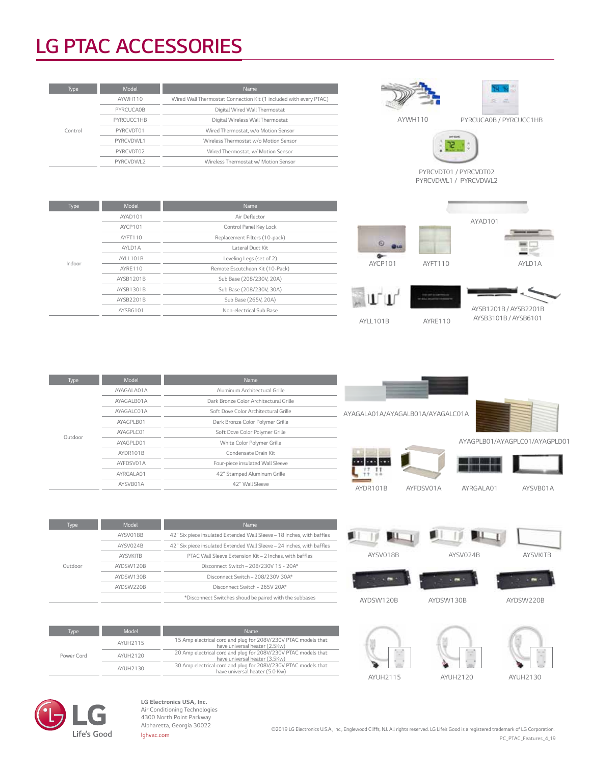# LG PTAC ACCESSORIES

| Type | Model | Name |
|---|---|---|
| Control | AYWH110 | Wired Wall Thermostat Connection Kit (1 included with every PTAC) |
| | PYRCUCA0B | Digital Wired Wall Thermostat |
| | PYRCUCC1HB | Digital Wireless Wall Thermostat |
| | PYRCVDT01 | Wired Thermostat, w/o Motion Sensor |
| | PYRCVDWL1 | Wireless Thermostat w/o Motion Sensor |
| | PYRCVDT02 | Wired Thermostat, w/ Motion Sensor |
| | PYRCVDWL2 | Wireless Thermostat w/ Motion Sensor |

AYWH110

PYRCUCA0B / PYRCUCC1HB

PYRCVDT01 / PYRCVDT02
PYRCVDWL1 / PYRCVDWL2

| Type | Model | Name |
|---|---|---|
| Indoor | AYAD101 | Air Deflector |
| | AYCP101 | Control Panel Key Lock |
| | AYFT110 | Replacement Filters (10-pack) |
| | AYLD1A | Lateral Duct Kit |
| | AYLL101B | Leveling Legs (set of 2) |
| | AYRE110 | Remote Escutcheon Kit (10-Pack) |
| | AYSB1201B | Sub Base (208/230V, 20A) |
| | AYSB1301B | Sub Base (208/230V, 30A) |
| | AYSB2201B | Sub Base (265V, 20A) |
| | AYSB6101 | Non-electrical Sub Base |

AYAD101

AYCP101

AYFT110

AYLD1A

AYLL101B

AYRE110

AYSB1201B / AYSB2201B
AYSB3101B / AYSB6101

| Type | Model | Name |
|---|---|---|
| Outdoor | AYAGALA01A | Aluminum Architectural Grille |
| | AYAGALB01A | Dark Bronze Color Architectural Grille |
| | AYAGALC01A | Soft Dove Color Architectural Grille |
| | AYAGPLB01 | Dark Bronze Color Polymer Grille |
| | AYAGPLC01 | Soft Dove Color Polymer Grille |
| | AYAGPLD01 | White Color Polymer Grille |
| | AYDR101B | Condensate Drain Kit |
| | AYFDSV01A | Four-piece insulated Wall Sleeve |
| | AYRGALA01 | 42" Stamped Aluminum Grille |
| | AYSVB01A | 42" Wall Sleeve |

AYAGALA01A/AYAGALB01A/AYAGALC01A

AYAGPLB01/AYAGPLC01/AYAGPLD01

AYDR101B

AYFDSV01A

AYRGALA01

AYSVB01A

| Type | Model | Name |
|---|---|---|
| Outdoor | AYSV018B | 42" Six piece insulated Extended Wall Sleeve – 18 inches, with baffles |
| | AYSV024B | 42" Six piece insulated Extended Wall Sleeve – 24 inches, with baffles |
| | AYSVKITB | PTAC Wall Sleeve Extension Kit – 2 Inches, with baffles |
| | AYDSW120B | Disconnect Switch – 208/230V 15 - 20A* |
| | AYDSW130B | Disconnect Switch – 208/230V 30A* |
| | AYDSW220B | Disconnect Switch - 265V 20A* |
| | | *Disconnect Switches shoud be paired with the subbases |

AYSV018B

AYSV024B

AYSVKITB

AYDSW120B

AYDSW130B

AYDSW220B

| Type | Model | Name |
|---|---|---|
| Power Cord | AYUH2115 | 15 Amp electrical cord and plug for 208V/230V PTAC models that have universal heater (2.5Kw) |
| | AYUH2120 | 20 Amp electrical cord and plug for 208V/230V PTAC models that have universal heater (3.5Kw) |
| | AYUH2130 | 30 Amp electrical cord and plug for 208V/230V PTAC models that have universal heater (5.0 Kw) |

AYUH2115

AYUH2120

AYUH2130

LG Life's Good

**LG Electronics USA, Inc.**
Air Conditioning Technologies
4300 North Point Parkway
Alpharetta, Georgia 30022
lghvac.com

©2019 LG Electronics U.S.A., Inc., Englewood Cliffs, NJ. All rights reserved. LG Life's Good is a registered trademark of LG Corporation.

PC_PTAC_Features_4_19